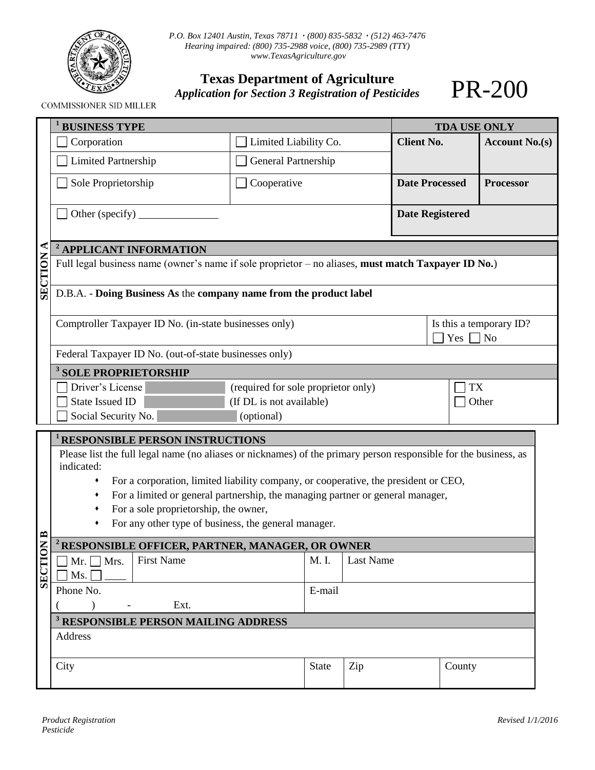P.O. Box 12401 Austin, Texas 78711 · (800) 835-5832 · (512) 463-7476
Hearing impaired: (800) 735-2988 voice, (800) 735-2989 (TTY)
www.TexasAgriculture.gov

COMMISSIONER SID MILLER

# Texas Department of Agriculture

*Application for Section 3 Registration of Pesticides*

# PR-200

## SECTION A

| [1] BUSINESS TYPE | | TDA USE ONLY | |
|---|---|---|---|
| ☐ Corporation | ☐ Limited Liability Co. | **Client No.** | **Account No.(s)** |
| ☐ Limited Partnership | ☐ General Partnership | | |
| ☐ Sole Proprietorship | ☐ Cooperative | **Date Processed** | **Processor** |
| ☐ Other (specify) ________ | | **Date Registered** | |

### [2] APPLICANT INFORMATION

| | |
|---|---|
| Full legal business name (owner's name if sole proprietor – no aliases, **must match Taxpayer ID No.**) | |
| D.B.A. - **Doing Business As** the **company name from the product label** | |
| Comptroller Taxpayer ID No. (in-state businesses only) | Is this a temporary ID? ☐ Yes ☐ No |
| Federal Taxpayer ID No. (out-of-state businesses only) | |

### [3] SOLE PROPRIETORSHIP

| | | |
|---|---|---|
| ☐ Driver's License | (required for sole proprietor only) | ☐ TX |
| ☐ State Issued ID | (If DL is not available) | ☐ Other |
| ☐ Social Security No. | (optional) | |

## SECTION B

### [1] RESPONSIBLE PERSON INSTRUCTIONS

Please list the full legal name (no aliases or nicknames) of the primary person responsible for the business, as indicated:

- For a corporation, limited liability company, or cooperative, the president or CEO,
- For a limited or general partnership, the managing partner or general manager,
- For a sole proprietorship, the owner,
- For any other type of business, the general manager.

### [2] RESPONSIBLE OFFICER, PARTNER, MANAGER, OR OWNER

| | | | |
|---|---|---|---|
| ☐ Mr. ☐ Mrs. ☐ Ms. ☐ ____ | First Name | M. I. | Last Name |
| Phone No. ( ) - Ext. | | E-mail | |

### [3] RESPONSIBLE PERSON MAILING ADDRESS

| | | | |
|---|---|---|---|
| Address | | | |
| City | State | Zip | County |

*Product Registration*
*Pesticide*

*Revised 1/1/2016*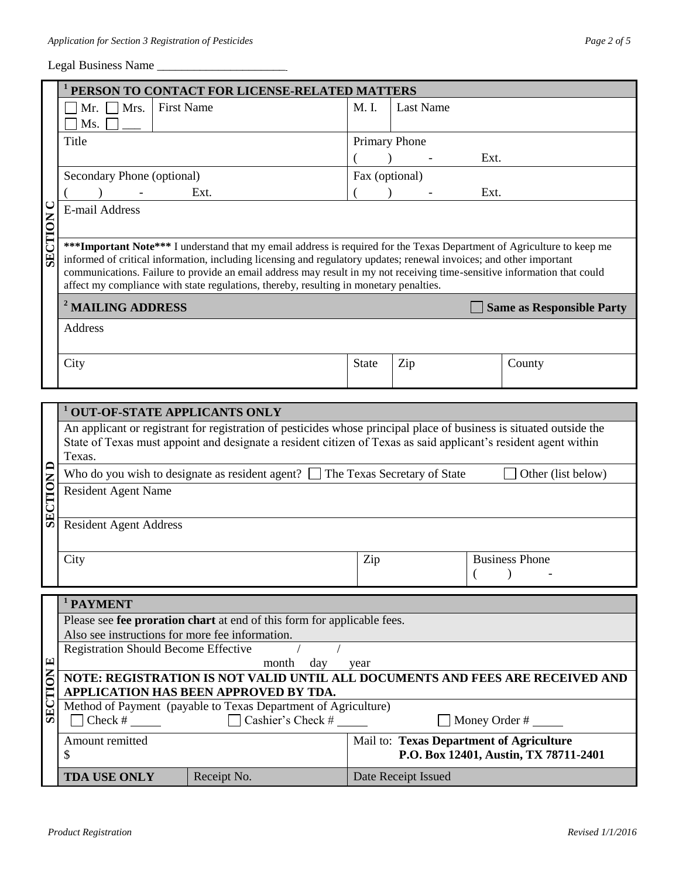Legal Business Name ______________________

## SECTION C

**[1] PERSON TO CONTACT FOR LICENSE-RELATED MATTERS**

| ☐ Mr. ☐ Mrs. ☐ Ms. ☐ ___ | First Name | M. I. | Last Name |
|---|---|---|---|
| Title | | Primary Phone ( ) - Ext. | |
| Secondary Phone (optional) ( ) - Ext. | | Fax (optional) ( ) - Ext. | |
| E-mail Address | | | |

*****Important Note***** I understand that my email address is required for the Texas Department of Agriculture to keep me informed of critical information, including licensing and regulatory updates; renewal invoices; and other important communications. Failure to provide an email address may result in my not receiving time-sensitive information that could affect my compliance with state regulations, thereby, resulting in monetary penalties.

**[2] MAILING ADDRESS** ☐ **Same as Responsible Party**

| Address | | | |
|---|---|---|---|
| City | State | Zip | County |

## SECTION D

**[1] OUT-OF-STATE APPLICANTS ONLY**

An applicant or registrant for registration of pesticides whose principal place of business is situated outside the State of Texas must appoint and designate a resident citizen of Texas as said applicant's resident agent within Texas.

Who do you wish to designate as resident agent? ☐ The Texas Secretary of State ☐ Other (list below)

| Resident Agent Name | | |
|---|---|---|
| Resident Agent Address | | |
| City | Zip | Business Phone ( ) - |

## SECTION E

**[1] PAYMENT**

Please see **fee proration chart** at end of this form for applicable fees.
Also see instructions for more fee information.

Registration Should Become Effective ____ / ____ / ____ (month / day / year)

**NOTE: REGISTRATION IS NOT VALID UNTIL ALL DOCUMENTS AND FEES ARE RECEIVED AND APPLICATION HAS BEEN APPROVED BY TDA.**

Method of Payment (payable to Texas Department of Agriculture)
☐ Check # _____ ☐ Cashier's Check # _____ ☐ Money Order # _____

| Amount remitted | | Mail to: **Texas Department of Agriculture P.O. Box 12401, Austin, TX 78711-2401** |
|---|---|---|
| $ | | |
| **TDA USE ONLY** | Receipt No. | Date Receipt Issued |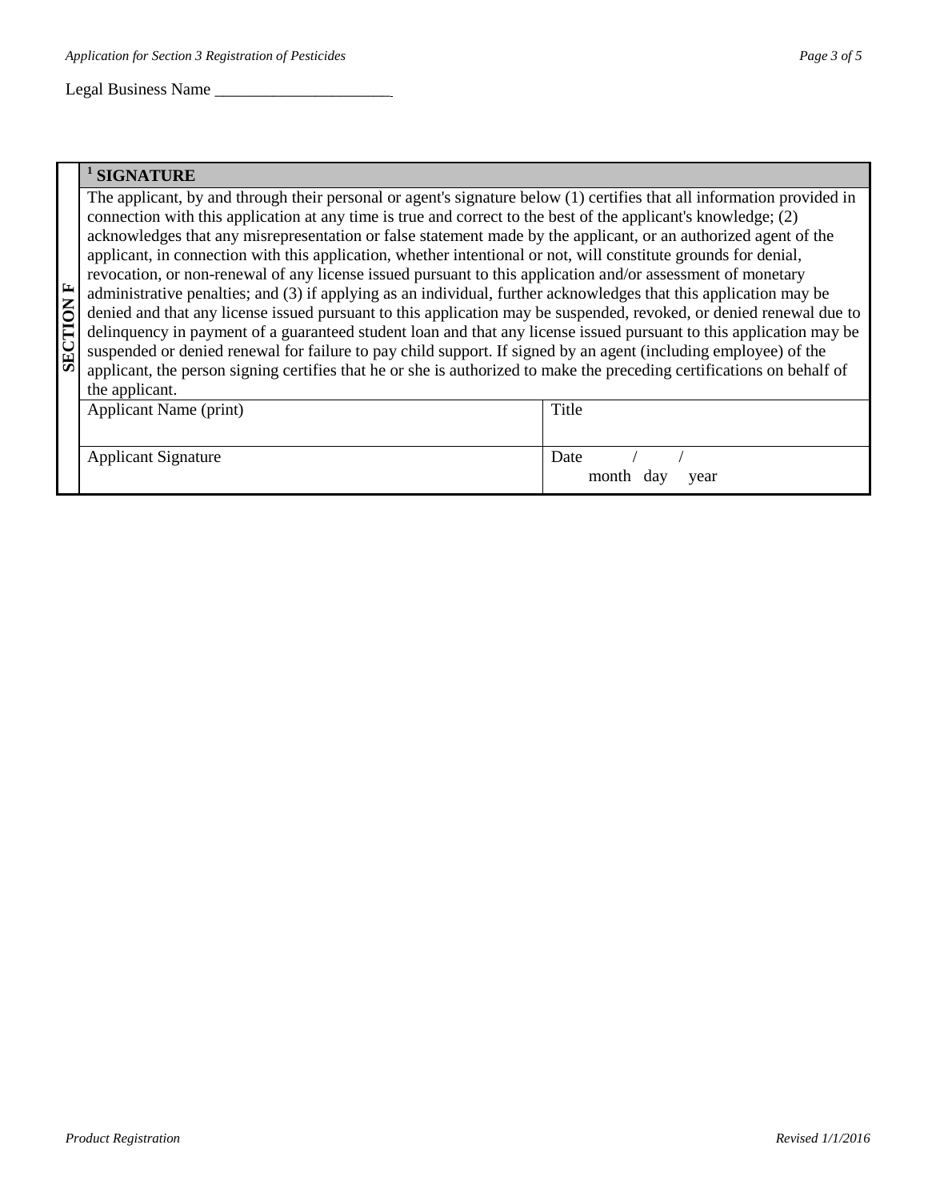Legal Business Name ______________________

| SECTION F | [1] SIGNATURE | |
|---|---|---|
| | The applicant, by and through their personal or agent's signature below (1) certifies that all information provided in connection with this application at any time is true and correct to the best of the applicant's knowledge; (2) acknowledges that any misrepresentation or false statement made by the applicant, or an authorized agent of the applicant, in connection with this application, whether intentional or not, will constitute grounds for denial, revocation, or non-renewal of any license issued pursuant to this application and/or assessment of monetary administrative penalties; and (3) if applying as an individual, further acknowledges that this application may be denied and that any license issued pursuant to this application may be suspended, revoked, or denied renewal due to delinquency in payment of a guaranteed student loan and that any license issued pursuant to this application may be suspended or denied renewal for failure to pay child support. If signed by an agent (including employee) of the applicant, the person signing certifies that he or she is authorized to make the preceding certifications on behalf of the applicant. | |
| | Applicant Name (print) | Title |
| | Applicant Signature | Date / / <br> month day year |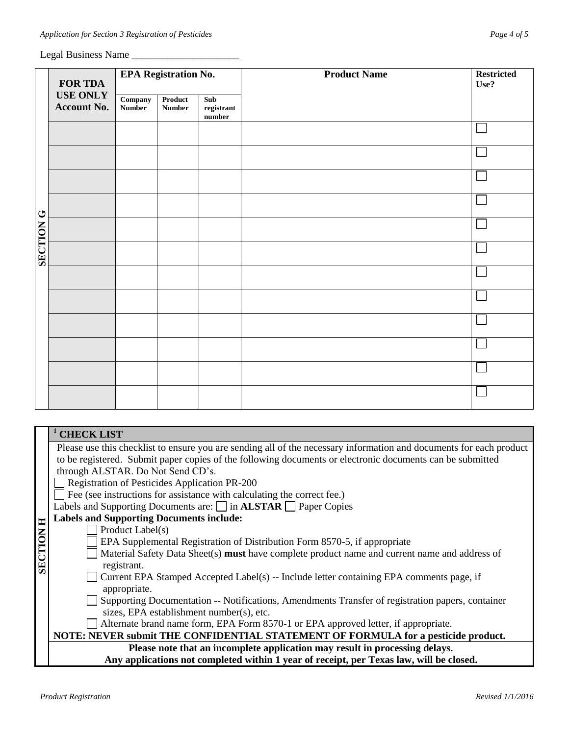Legal Business Name ______________________

**SECTION G**

| FOR TDA USE ONLY Account No. | EPA Registration No. | | | Product Name | Restricted Use? |
|---|---|---|---|---|---|
| | Company Number | Product Number | Sub registrant number | | |
| | | | | | ☐ |
| | | | | | ☐ |
| | | | | | ☐ |
| | | | | | ☐ |
| | | | | | ☐ |
| | | | | | ☐ |
| | | | | | ☐ |
| | | | | | ☐ |
| | | | | | ☐ |
| | | | | | ☐ |
| | | | | | ☐ |
| | | | | | ☐ |

**SECTION H**

**[1] CHECK LIST**

Please use this checklist to ensure you are sending all of the necessary information and documents for each product to be registered. Submit paper copies of the following documents or electronic documents can be submitted through ALSTAR. Do Not Send CD's.

☐ Registration of Pesticides Application PR-200

☐ Fee (see instructions for assistance with calculating the correct fee.)

Labels and Supporting Documents are: ☐ in **ALSTAR** ☐ Paper Copies

**Labels and Supporting Documents include:**

- ☐ Product Label(s)
- ☐ EPA Supplemental Registration of Distribution Form 8570-5, if appropriate
- ☐ Material Safety Data Sheet(s) **must** have complete product name and current name and address of registrant.
- ☐ Current EPA Stamped Accepted Label(s) -- Include letter containing EPA comments page, if appropriate.
- ☐ Supporting Documentation -- Notifications, Amendments Transfer of registration papers, container sizes, EPA establishment number(s), etc.
- ☐ Alternate brand name form, EPA Form 8570-1 or EPA approved letter, if appropriate.

**NOTE: NEVER submit THE CONFIDENTIAL STATEMENT OF FORMULA for a pesticide product.**

**Please note that an incomplete application may result in processing delays.**
**Any applications not completed within 1 year of receipt, per Texas law, will be closed.**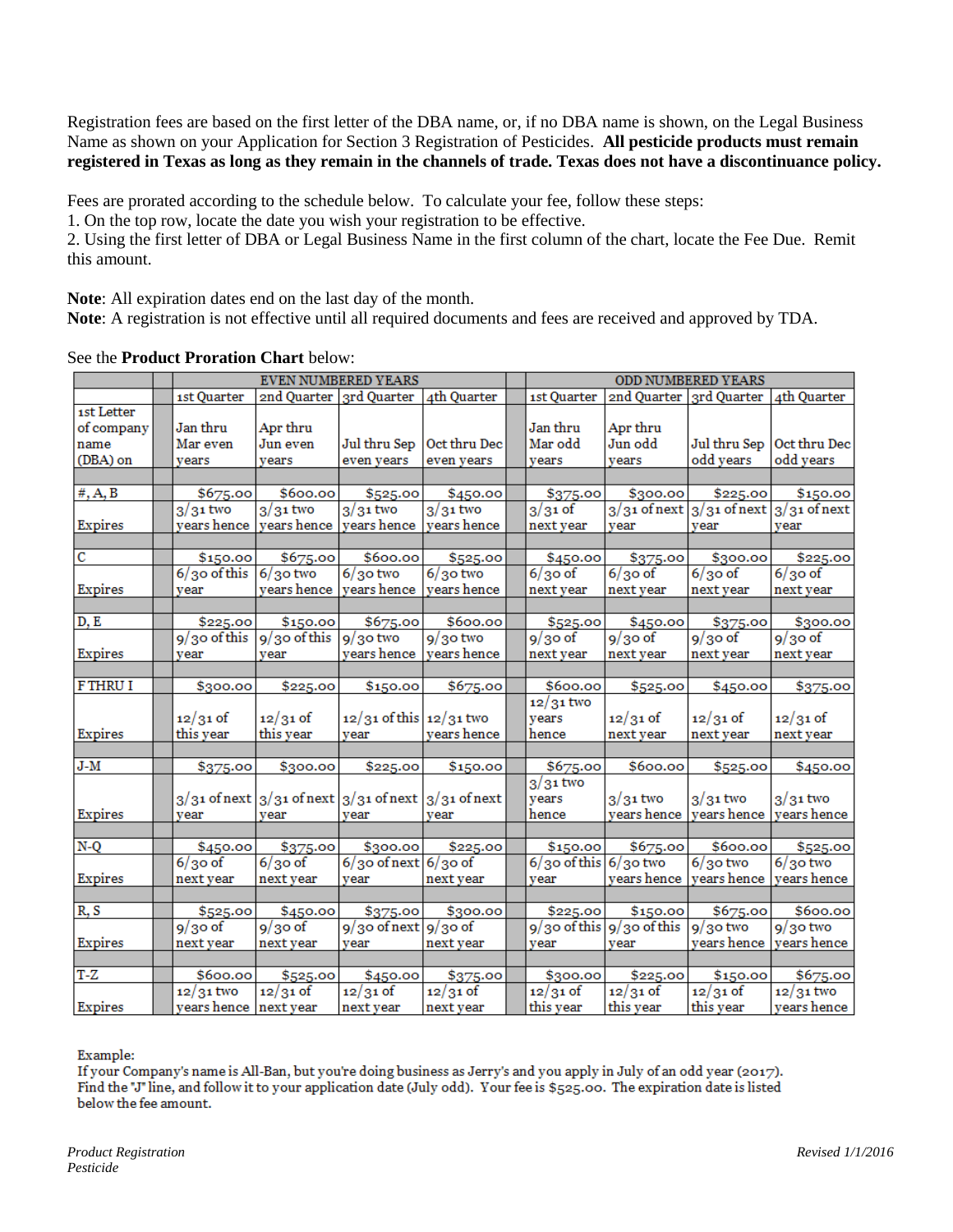Registration fees are based on the first letter of the DBA name, or, if no DBA name is shown, on the Legal Business Name as shown on your Application for Section 3 Registration of Pesticides. **All pesticide products must remain registered in Texas as long as they remain in the channels of trade. Texas does not have a discontinuance policy.**

Fees are prorated according to the schedule below. To calculate your fee, follow these steps:

1. On the top row, locate the date you wish your registration to be effective.
2. Using the first letter of DBA or Legal Business Name in the first column of the chart, locate the Fee Due. Remit this amount.

**Note**: All expiration dates end on the last day of the month.
**Note**: A registration is not effective until all required documents and fees are received and approved by TDA.

See the **Product Proration Chart** below:

| | | EVEN NUMBERED YEARS | | | | | ODD NUMBERED YEARS | | | |
|---|---|---|---|---|---|---|---|---|---|---|
| | | 1st Quarter | 2nd Quarter | 3rd Quarter | 4th Quarter | | 1st Quarter | 2nd Quarter | 3rd Quarter | 4th Quarter |
| 1st Letter of company name (DBA) on | | Jan thru Mar even years | Apr thru Jun even years | Jul thru Sep even years | Oct thru Dec even years | | Jan thru Mar odd years | Apr thru Jun odd years | Jul thru Sep odd years | Oct thru Dec odd years |
| #, A, B | | $675.00 | $600.00 | $525.00 | $450.00 | | $375.00 | $300.00 | $225.00 | $150.00 |
| Expires | | 3/31 two years hence | 3/31 two years hence | 3/31 two years hence | 3/31 two years hence | | 3/31 of next year | 3/31 of next year | 3/31 of next year | 3/31 of next year |
| C | | $150.00 | $675.00 | $600.00 | $525.00 | | $450.00 | $375.00 | $300.00 | $225.00 |
| Expires | | 6/30 of this year | 6/30 two years hence | 6/30 two years hence | 6/30 two years hence | | 6/30 of next year | 6/30 of next year | 6/30 of next year | 6/30 of next year |
| D, E | | $225.00 | $150.00 | $675.00 | $600.00 | | $525.00 | $450.00 | $375.00 | $300.00 |
| Expires | | 9/30 of this year | 9/30 of this year | 9/30 two years hence | 9/30 two years hence | | 9/30 of next year | 9/30 of next year | 9/30 of next year | 9/30 of next year |
| F THRU I | | $300.00 | $225.00 | $150.00 | $675.00 | | $600.00 | $525.00 | $450.00 | $375.00 |
| Expires | | 12/31 of this year | 12/31 of this year | 12/31 of this year | 12/31 two years hence | | 12/31 two years hence | 12/31 of next year | 12/31 of next year | 12/31 of next year |
| J-M | | $375.00 | $300.00 | $225.00 | $150.00 | | $675.00 | $600.00 | $525.00 | $450.00 |
| Expires | | 3/31 of next year | 3/31 of next year | 3/31 of next year | 3/31 of next year | | 3/31 two years hence | 3/31 two years hence | 3/31 two years hence | 3/31 two years hence |
| N-Q | | $450.00 | $375.00 | $300.00 | $225.00 | | $150.00 | $675.00 | $600.00 | $525.00 |
| Expires | | 6/30 of next year | 6/30 of next year | 6/30 of next year | 6/30 of next year | | 6/30 of this year | 6/30 two years hence | 6/30 two years hence | 6/30 two years hence |
| R, S | | $525.00 | $450.00 | $375.00 | $300.00 | | $225.00 | $150.00 | $675.00 | $600.00 |
| Expires | | 9/30 of next year | 9/30 of next year | 9/30 of next year | 9/30 of next year | | 9/30 of this year | 9/30 of this year | 9/30 two years hence | 9/30 two years hence |
| T-Z | | $600.00 | $525.00 | $450.00 | $375.00 | | $300.00 | $225.00 | $150.00 | $675.00 |
| Expires | | 12/31 two years hence | 12/31 of next year | 12/31 of next year | 12/31 of next year | | 12/31 of this year | 12/31 of this year | 12/31 of this year | 12/31 two years hence |

Example:
If your Company's name is All-Ban, but you're doing business as Jerry's and you apply in July of an odd year (2017). Find the "J" line, and follow it to your application date (July odd). Your fee is $525.00. The expiration date is listed below the fee amount.